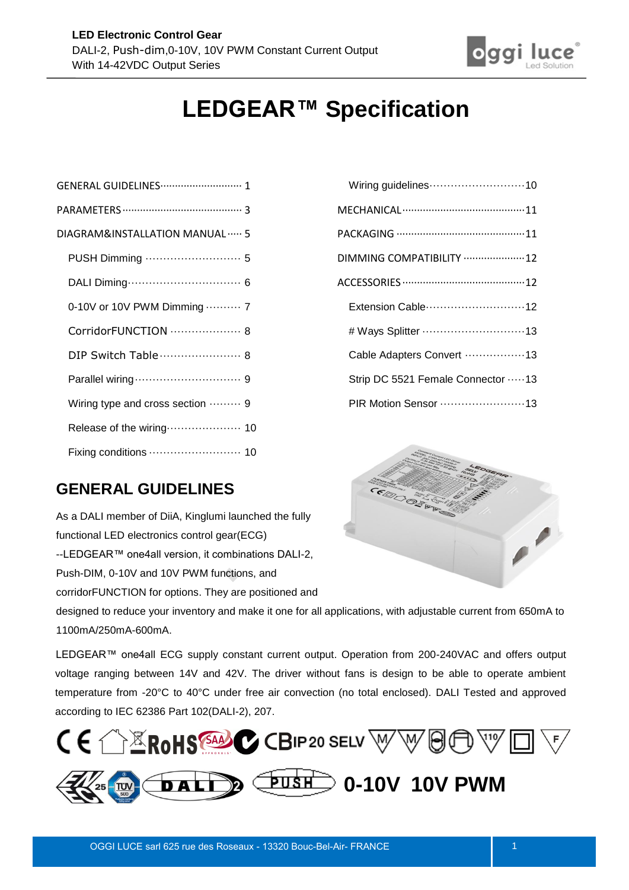# LEDGEAR™ Specification

GENERAL GUIDELINES··························· 1

PARAMETERS········································ 3

DIAGRAM&INSTALLATION MANUAL····· 5

- PUSH Dimming ·························· 5
- DALI Diming······························· 6
- 0-10V or 10V PWM Dimming ········· 7
- CorridorFUNCTION ··················· 8
- DIP Switch Table······················ 8
- Parallel wiring····························· 9
- Wiring type and cross section ········ 9
- Release of the wiring···················· 10
- Fixing conditions ························· 10
- Wiring guidelines··························10

MECHANICAL·········································11

PACKAGING ···········································11

DIMMING COMPATIBILITY ····················12

ACCESSORIES·········································12

- Extension Cable···························12
- # Ways Splitter ····························13
- Cable Adapters Convert ················13
- Strip DC 5521 Female Connector ·····13
- PIR Motion Sensor ·······················13

## GENERAL GUIDELINES

As a DALI member of DiiA, Kinglumi launched the fully functional LED electronics control gear(ECG) --LEDGEAR™ one4all version, it combinations DALI-2, Push-DIM, 0-10V and 10V PWM functions, and corridorFUNCTION for options. They are positioned and designed to reduce your inventory and make it one for all applications, with adjustable current from 650mA to 1100mA/250mA-600mA.

LEDGEAR™ one4all ECG supply constant current output. Operation from 200-240VAC and offers output voltage ranging between 14V and 42V. The driver without fans is design to be able to operate ambient temperature from -20°C to 40°C under free air convection (no total enclosed). DALI Tested and approved according to IEC 62386 Part 102(DALI-2), 207.

**0-10V 10V PWM**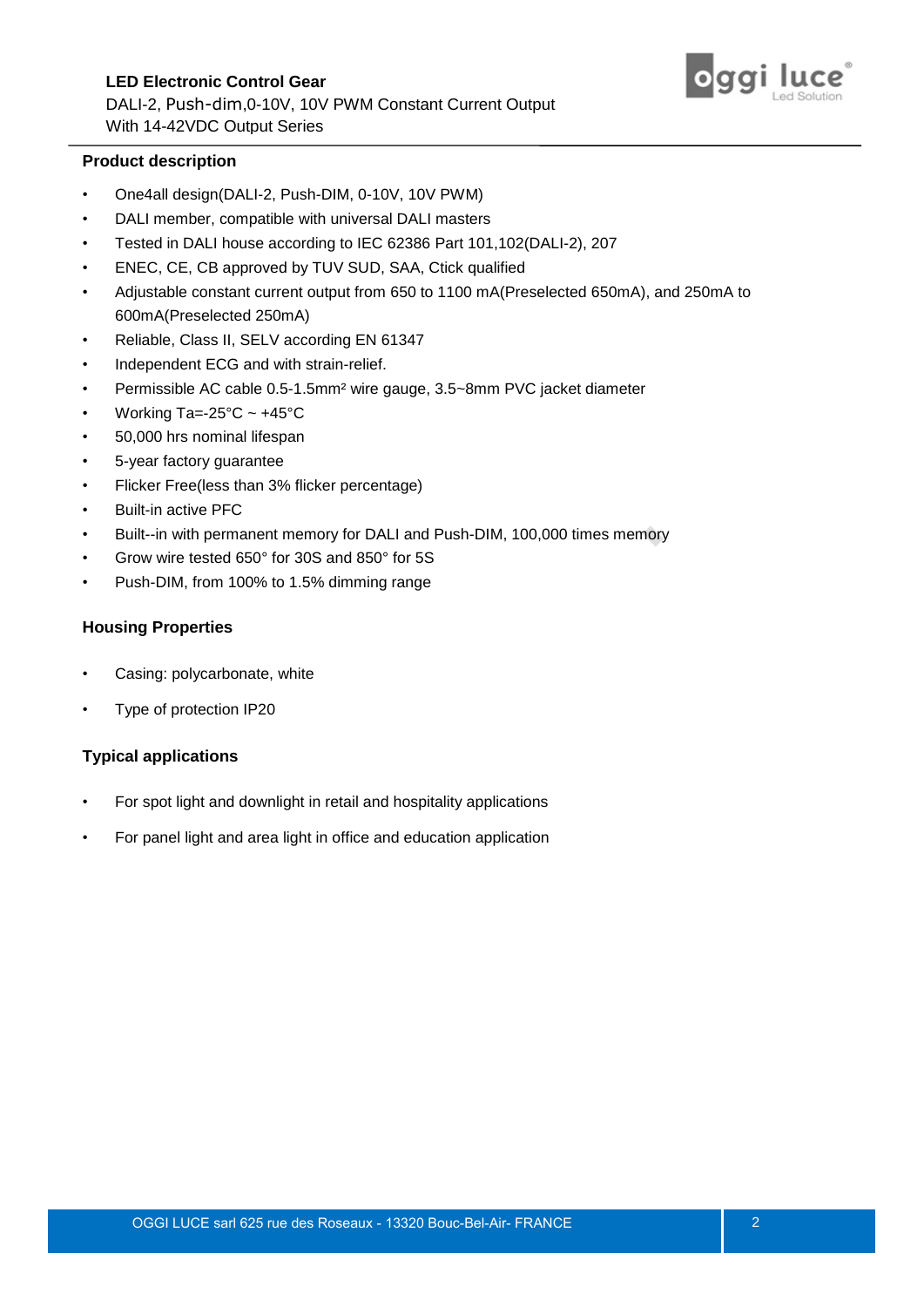## Product description

- One4all design(DALI-2, Push-DIM, 0-10V, 10V PWM)
- DALI member, compatible with universal DALI masters
- Tested in DALI house according to IEC 62386 Part 101,102(DALI-2), 207
- ENEC, CE, CB approved by TUV SUD, SAA, Ctick qualified
- Adjustable constant current output from 650 to 1100 mA(Preselected 650mA), and 250mA to 600mA(Preselected 250mA)
- Reliable, Class II, SELV according EN 61347
- Independent ECG and with strain-relief.
- Permissible AC cable 0.5-1.5mm² wire gauge, 3.5~8mm PVC jacket diameter
- Working Ta=-25°C ~ +45°C
- 50,000 hrs nominal lifespan
- 5-year factory guarantee
- Flicker Free(less than 3% flicker percentage)
- Built-in active PFC
- Built--in with permanent memory for DALI and Push-DIM, 100,000 times memory
- Grow wire tested 650° for 30S and 850° for 5S
- Push-DIM, from 100% to 1.5% dimming range

## Housing Properties

- Casing: polycarbonate, white
- Type of protection IP20

## Typical applications

- For spot light and downlight in retail and hospitality applications
- For panel light and area light in office and education application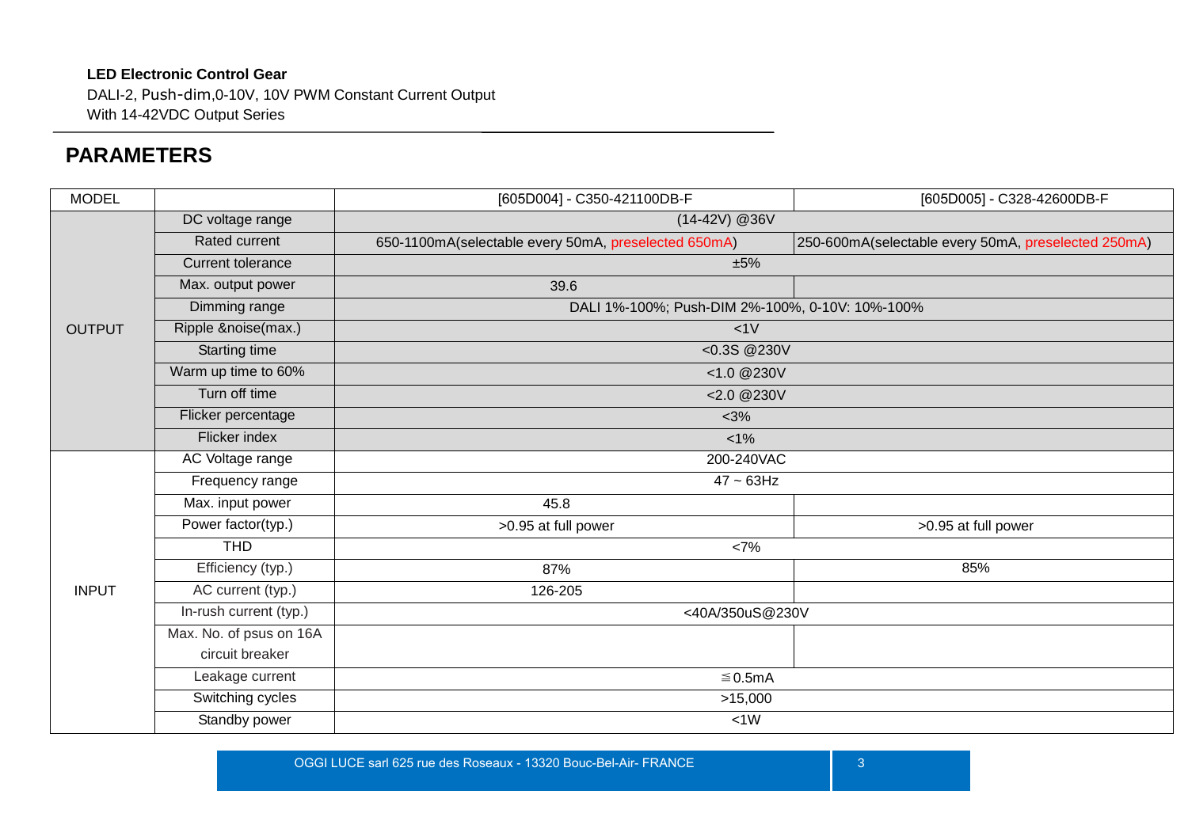**LED Electronic Control Gear**
DALI-2, Push-dim,0-10V, 10V PWM Constant Current Output
With 14-42VDC Output Series

## PARAMETERS

| MODEL | | [605D004] - C350-421100DB-F | [605D005] - C328-42600DB-F |
|---|---|---|---|
| OUTPUT | DC voltage range | (14-42V) @36V | |
| | Rated current | 650-1100mA(selectable every 50mA, preselected 650mA) | 250-600mA(selectable every 50mA, preselected 250mA) |
| | Current tolerance | ±5% | |
| | Max. output power | 39.6 | |
| | Dimming range | DALI 1%-100%; Push-DIM 2%-100%, 0-10V: 10%-100% | |
| | Ripple &noise(max.) | <1V | |
| | Starting time | <0.3S @230V | |
| | Warm up time to 60% | <1.0 @230V | |
| | Turn off time | <2.0 @230V | |
| | Flicker percentage | <3% | |
| | Flicker index | <1% | |
| INPUT | AC Voltage range | 200-240VAC | |
| | Frequency range | 47 ~ 63Hz | |
| | Max. input power | 45.8 | |
| | Power factor(typ.) | >0.95 at full power | >0.95 at full power |
| | THD | <7% | |
| | Efficiency (typ.) | 87% | 85% |
| | AC current (typ.) | 126-205 | |
| | In-rush current (typ.) | <40A/350uS@230V | |
| | Max. No. of psus on 16A circuit breaker | | |
| | Leakage current | ≦0.5mA | |
| | Switching cycles | >15,000 | |
| | Standby power | <1W | |

OGGI LUCE sarl 625 rue des Roseaux - 13320 Bouc-Bel-Air- FRANCE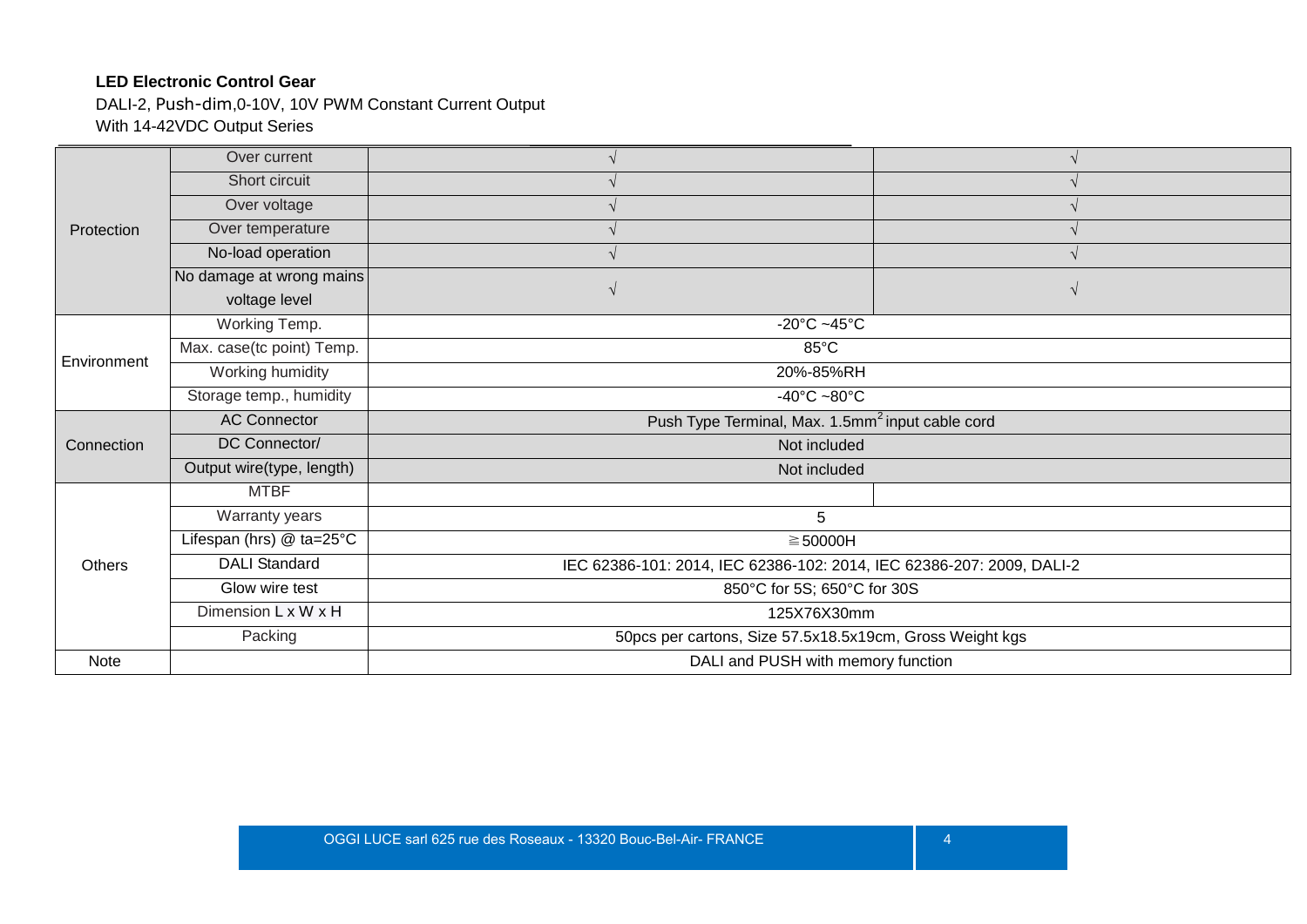**LED Electronic Control Gear**

DALI-2, Push-dim,0-10V, 10V PWM Constant Current Output

With 14-42VDC Output Series

| | | | |
|---|---|---|---|
| Protection | Over current | √ | √ |
| | Short circuit | √ | √ |
| | Over voltage | √ | √ |
| | Over temperature | √ | √ |
| | No-load operation | √ | √ |
| | No damage at wrong mains voltage level | √ | √ |
| Environment | Working Temp. | -20°C ~45°C | |
| | Max. case(tc point) Temp. | 85°C | |
| | Working humidity | 20%-85%RH | |
| | Storage temp., humidity | -40°C ~80°C | |
| Connection | AC Connector | Push Type Terminal, Max. 1.5mm$^2$ input cable cord | |
| | DC Connector/ | Not included | |
| | Output wire(type, length) | Not included | |
| Others | MTBF | | |
| | Warranty years | 5 | |
| | Lifespan (hrs) @ ta=25°C | ≧50000H | |
| | DALI Standard | IEC 62386-101: 2014, IEC 62386-102: 2014, IEC 62386-207: 2009, DALI-2 | |
| | Glow wire test | 850°C for 5S; 650°C for 30S | |
| | Dimension L x W x H | 125X76X30mm | |
| | Packing | 50pcs per cartons, Size 57.5x18.5x19cm, Gross Weight kgs | |
| Note | | DALI and PUSH with memory function | |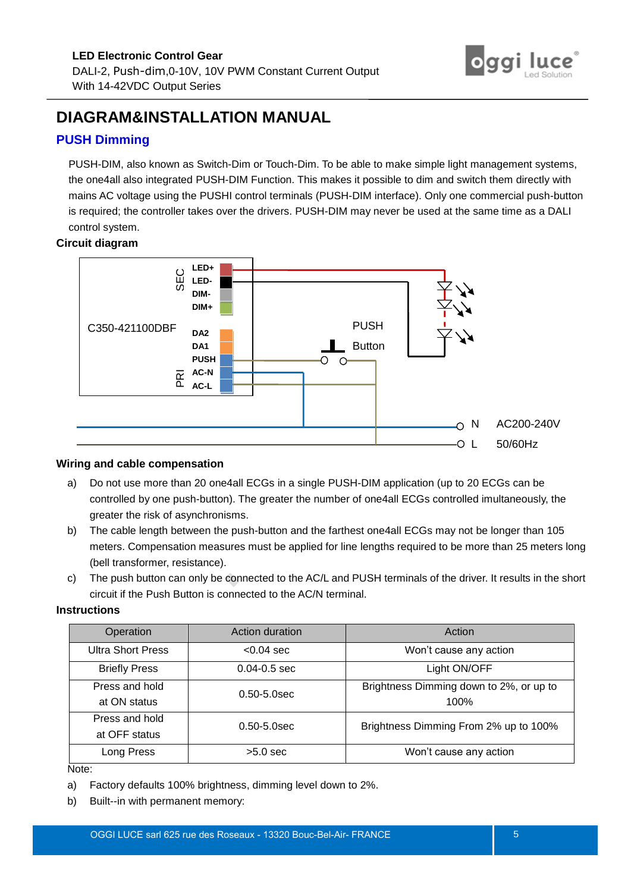# DIAGRAM&INSTALLATION MANUAL

## PUSH Dimming

PUSH-DIM, also known as Switch-Dim or Touch-Dim. To be able to make simple light management systems, the one4all also integrated PUSH-DIM Function. This makes it possible to dim and switch them directly with mains AC voltage using the PUSHI control terminals (PUSH-DIM interface). Only one commercial push-button is required; the controller takes over the drivers. PUSH-DIM may never be used at the same time as a DALI control system.

### Circuit diagram

C350-421100DBF

SEC: LED+, LED-, DIM-, DIM+

DA2, DA1

PRI: PUSH, AC-N, AC-L

PUSH Button

N AC200-240V

L 50/60Hz

### Wiring and cable compensation

a) Do not use more than 20 one4all ECGs in a single PUSH-DIM application (up to 20 ECGs can be controlled by one push-button). The greater the number of one4all ECGs controlled imultaneously, the greater the risk of asynchronisms.

b) The cable length between the push-button and the farthest one4all ECGs may not be longer than 105 meters. Compensation measures must be applied for line lengths required to be more than 25 meters long (bell transformer, resistance).

c) The push button can only be connected to the AC/L and PUSH terminals of the driver. It results in the short circuit if the Push Button is connected to the AC/N terminal.

### Instructions

| Operation | Action duration | Action |
|---|---|---|
| Ultra Short Press | <0.04 sec | Won't cause any action |
| Briefly Press | 0.04-0.5 sec | Light ON/OFF |
| Press and hold at ON status | 0.50-5.0sec | Brightness Dimming down to 2%, or up to 100% |
| Press and hold at OFF status | 0.50-5.0sec | Brightness Dimming From 2% up to 100% |
| Long Press | >5.0 sec | Won't cause any action |

Note:

a) Factory defaults 100% brightness, dimming level down to 2%.

b) Built--in with permanent memory: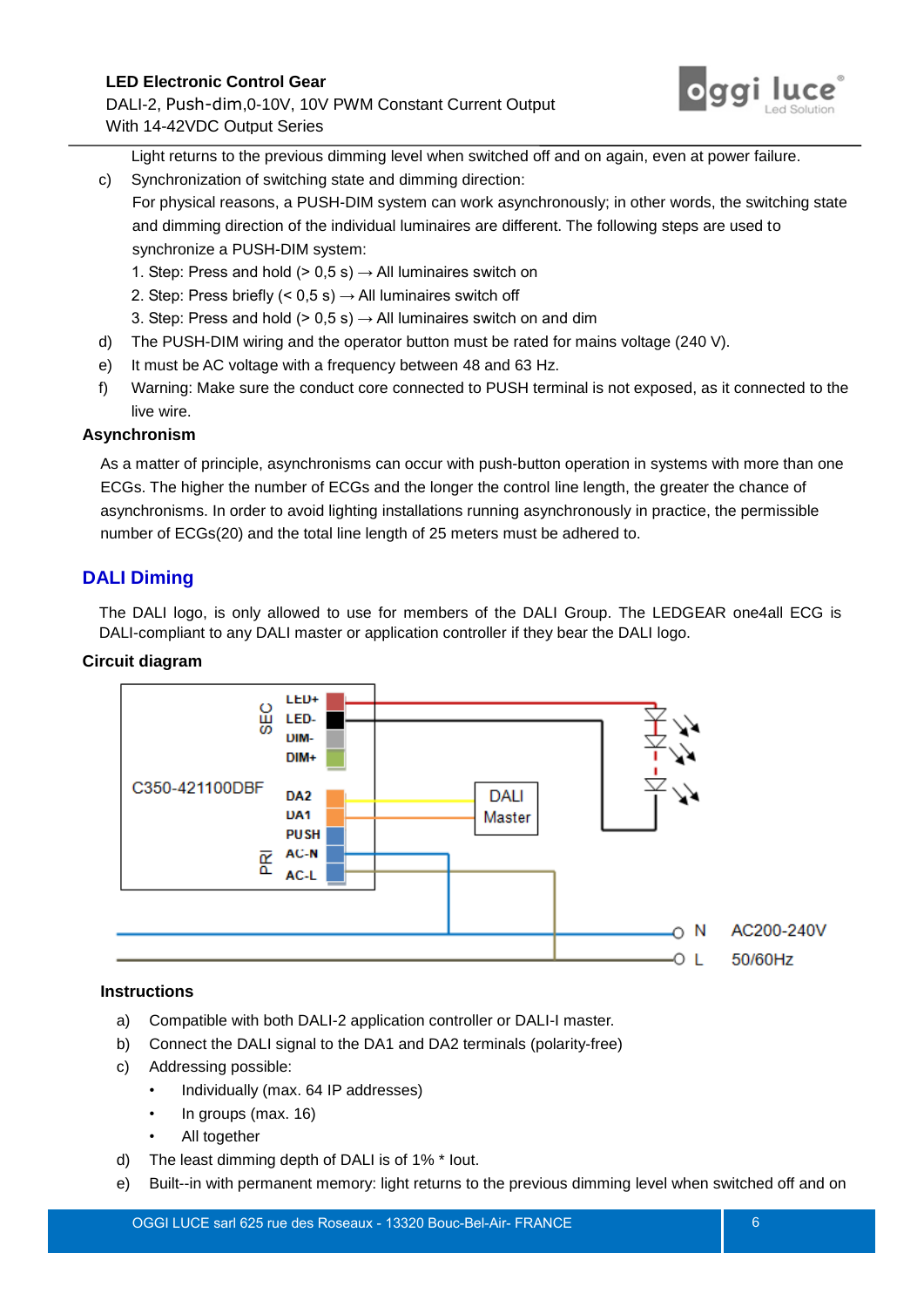Light returns to the previous dimming level when switched off and on again, even at power failure.

c) Synchronization of switching state and dimming direction:
   For physical reasons, a PUSH-DIM system can work asynchronously; in other words, the switching state and dimming direction of the individual luminaires are different. The following steps are used to synchronize a PUSH-DIM system:
   1. Step: Press and hold (> 0,5 s) → All luminaires switch on
   2. Step: Press briefly (< 0,5 s) → All luminaires switch off
   3. Step: Press and hold (> 0,5 s) → All luminaires switch on and dim
d) The PUSH-DIM wiring and the operator button must be rated for mains voltage (240 V).
e) It must be AC voltage with a frequency between 48 and 63 Hz.
f) Warning: Make sure the conduct core connected to PUSH terminal is not exposed, as it connected to the live wire.

**Asynchronism**

As a matter of principle, asynchronisms can occur with push-button operation in systems with more than one ECGs. The higher the number of ECGs and the longer the control line length, the greater the chance of asynchronisms. In order to avoid lighting installations running asynchronously in practice, the permissible number of ECGs(20) and the total line length of 25 meters must be adhered to.

## DALI Diming

The DALI logo, is only allowed to use for members of the DALI Group. The LEDGEAR one4all ECG is DALI-compliant to any DALI master or application controller if they bear the DALI logo.

**Circuit diagram**

C350-421100DBF

SEC: LED+, LED-, DIM-, DIM+

DA2, DA1, PUSH

PRI: AC-N, AC-L

DALI Master

N, L — AC200-240V 50/60Hz

**Instructions**

a) Compatible with both DALI-2 application controller or DALI-I master.
b) Connect the DALI signal to the DA1 and DA2 terminals (polarity-free)
c) Addressing possible:
   - Individually (max. 64 IP addresses)
   - In groups (max. 16)
   - All together
d) The least dimming depth of DALI is of 1% * Iout.
e) Built--in with permanent memory: light returns to the previous dimming level when switched off and on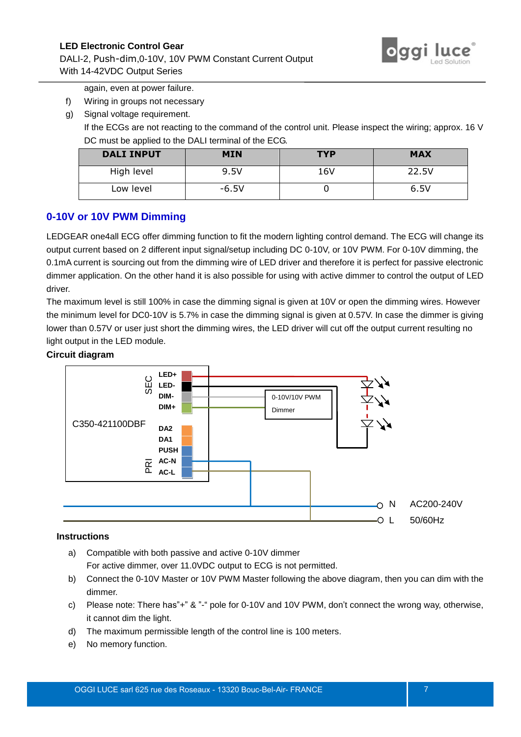again, even at power failure.

f) Wiring in groups not necessary

g) Signal voltage requirement.

If the ECGs are not reacting to the command of the control unit. Please inspect the wiring; approx. 16 V DC must be applied to the DALI terminal of the ECG.

| DALI INPUT | MIN | TYP | MAX |
|---|---|---|---|
| High level | 9.5V | 16V | 22.5V |
| Low level | -6.5V | 0 | 6.5V |

## 0-10V or 10V PWM Dimming

LEDGEAR one4all ECG offer dimming function to fit the modern lighting control demand. The ECG will change its output current based on 2 different input signal/setup including DC 0-10V, or 10V PWM. For 0-10V dimming, the 0.1mA current is sourcing out from the dimming wire of LED driver and therefore it is perfect for passive electronic dimmer application. On the other hand it is also possible for using with active dimmer to control the output of LED driver.

The maximum level is still 100% in case the dimming signal is given at 10V or open the dimming wires. However the minimum level for DC0-10V is 5.7% in case the dimming signal is given at 0.57V. In case the dimmer is giving lower than 0.57V or user just short the dimming wires, the LED driver will cut off the output current resulting no light output in the LED module.

**Circuit diagram**

C350-421100DBF

SEC: LED+, LED-, DIM-, DIM+

DA2, DA1, PUSH

PRI: AC-N, AC-L

0-10V/10V PWM Dimmer

N, L — AC200-240V 50/60Hz

**Instructions**

a) Compatible with both passive and active 0-10V dimmer
   For active dimmer, over 11.0VDC output to ECG is not permitted.

b) Connect the 0-10V Master or 10V PWM Master following the above diagram, then you can dim with the dimmer.

c) Please note: There has"+" & "-" pole for 0-10V and 10V PWM, don't connect the wrong way, otherwise, it cannot dim the light.

d) The maximum permissible length of the control line is 100 meters.

e) No memory function.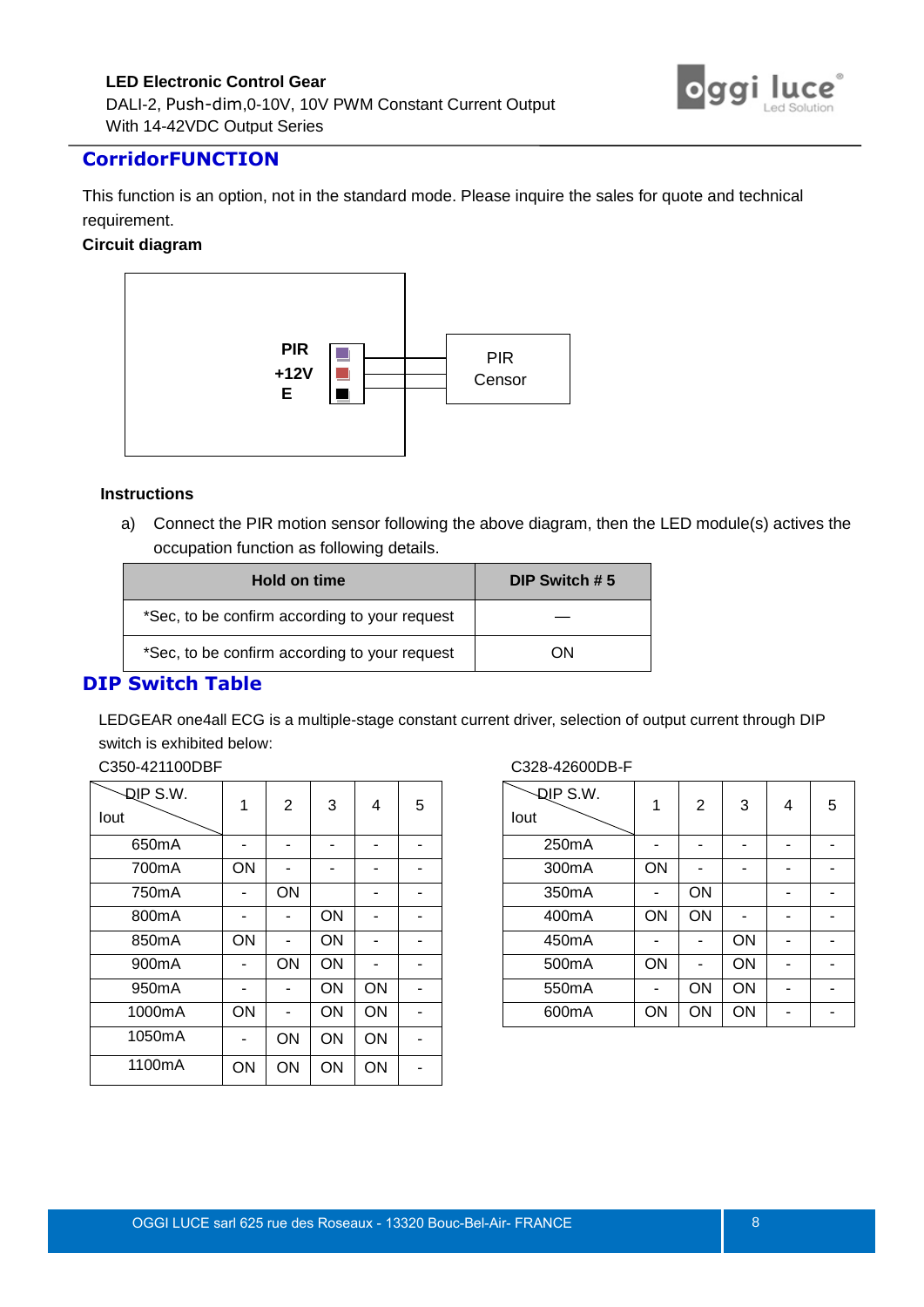## CorridorFUNCTION

This function is an option, not in the standard mode. Please inquire the sales for quote and technical requirement.

**Circuit diagram**

PIR
+12V
E

PIR Censor

**Instructions**

a) Connect the PIR motion sensor following the above diagram, then the LED module(s) actives the occupation function as following details.

| Hold on time | DIP Switch # 5 |
|---|---|
| *Sec, to be confirm according to your request | — |
| *Sec, to be confirm according to your request | ON |

## DIP Switch Table

LEDGEAR one4all ECG is a multiple-stage constant current driver, selection of output current through DIP switch is exhibited below:

C350-421100DBF

| DIP S.W. / Iout | 1 | 2 | 3 | 4 | 5 |
|---|---|---|---|---|---|
| 650mA | - | - | - | - | - |
| 700mA | ON | - | - | - | - |
| 750mA | - | ON | | - | - |
| 800mA | - | - | ON | - | - |
| 850mA | ON | - | ON | - | - |
| 900mA | - | ON | ON | - | - |
| 950mA | - | - | ON | ON | - |
| 1000mA | ON | - | ON | ON | - |
| 1050mA | - | ON | ON | ON | - |
| 1100mA | ON | ON | ON | ON | - |

C328-42600DB-F

| DIP S.W. / Iout | 1 | 2 | 3 | 4 | 5 |
|---|---|---|---|---|---|
| 250mA | - | - | - | - | - |
| 300mA | ON | - | - | - | - |
| 350mA | - | ON | | - | - |
| 400mA | ON | ON | - | - | - |
| 450mA | - | - | ON | - | - |
| 500mA | ON | - | ON | - | - |
| 550mA | - | ON | ON | - | - |
| 600mA | ON | ON | ON | - | - |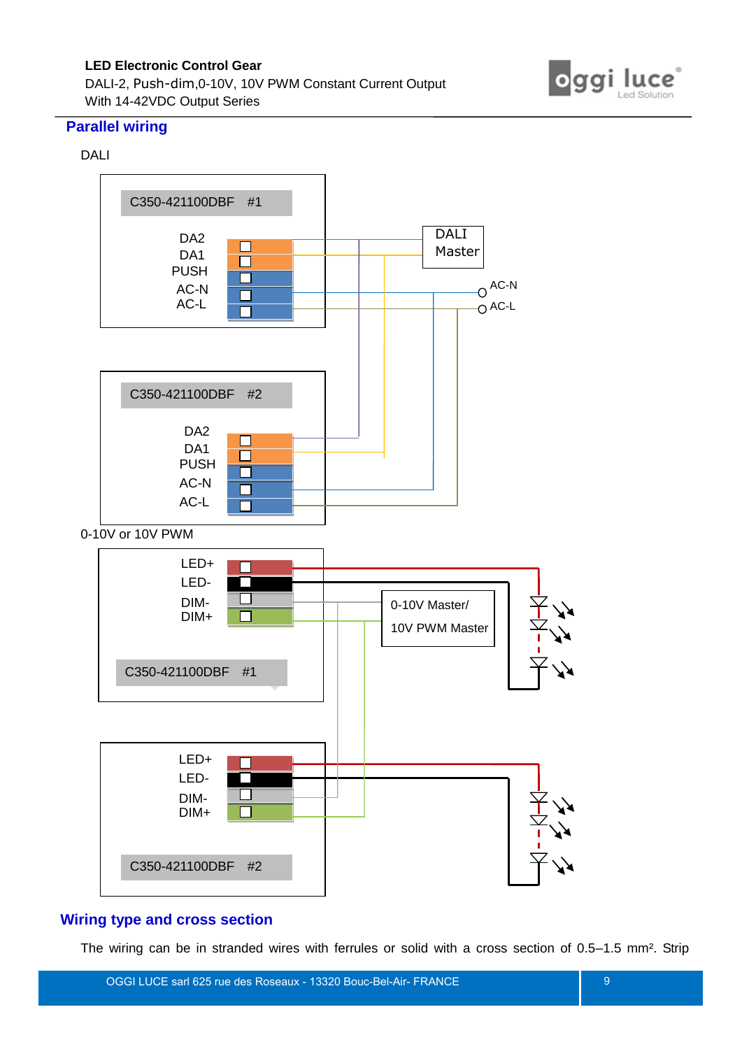## Parallel wiring

DALI

C350-421100DBF #1

DA2
DA1
PUSH
AC-N
AC-L

DALI Master

AC-N
AC-L

C350-421100DBF #2

DA2
DA1
PUSH
AC-N
AC-L

0-10V or 10V PWM

LED+
LED-
DIM-
DIM+

0-10V Master/
10V PWM Master

C350-421100DBF #1

LED+
LED-
DIM-
DIM+

C350-421100DBF #2

## Wiring type and cross section

The wiring can be in stranded wires with ferrules or solid with a cross section of 0.5–1.5 mm². Strip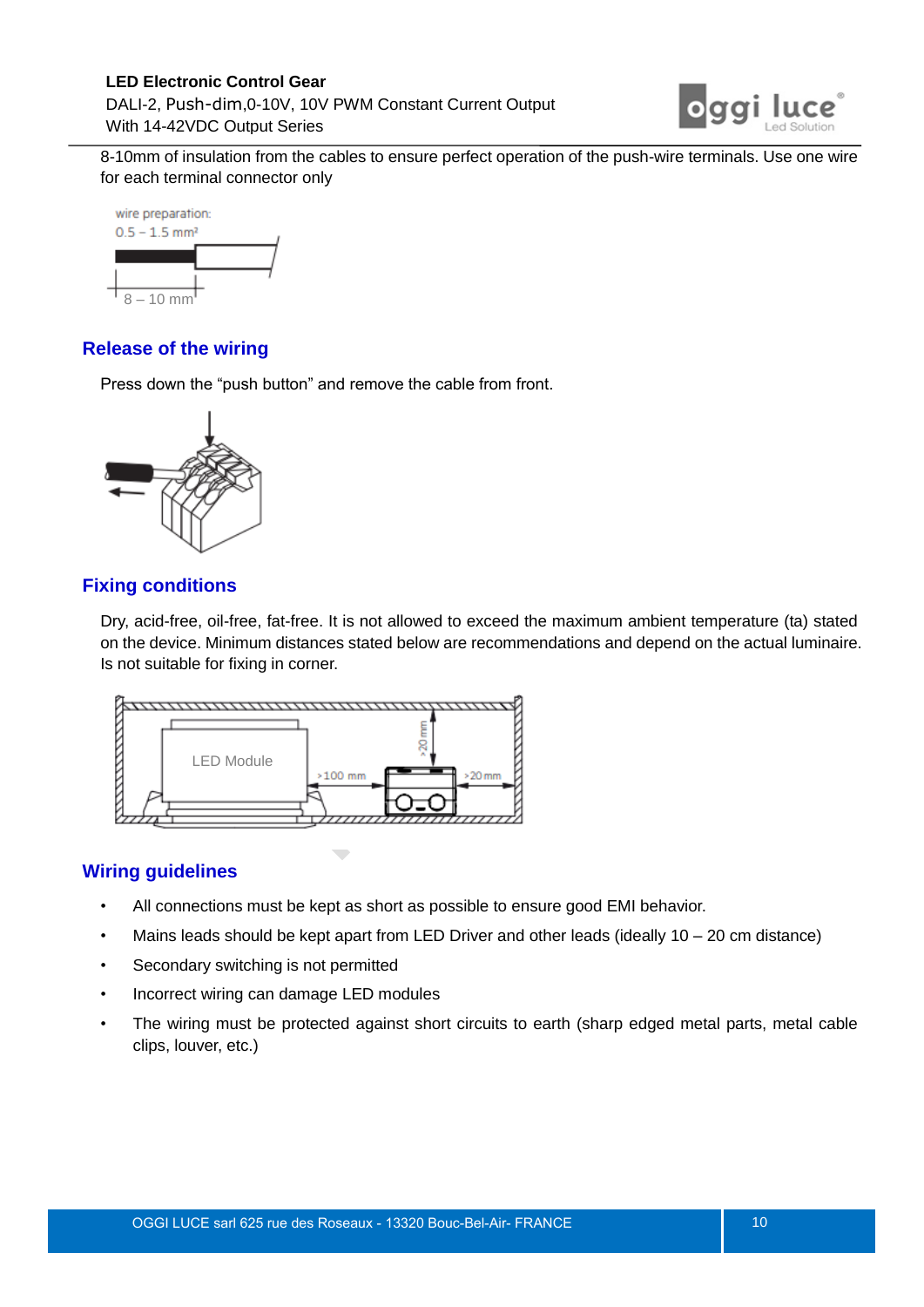8-10mm of insulation from the cables to ensure perfect operation of the push-wire terminals. Use one wire for each terminal connector only

wire preparation:
0.5 – 1.5 mm²

8 – 10 mm

## Release of the wiring

Press down the "push button" and remove the cable from front.

## Fixing conditions

Dry, acid-free, oil-free, fat-free. It is not allowed to exceed the maximum ambient temperature (ta) stated on the device. Minimum distances stated below are recommendations and depend on the actual luminaire. Is not suitable for fixing in corner.

LED Module

>100 mm

>20 mm

>20 mm

## Wiring guidelines

- All connections must be kept as short as possible to ensure good EMI behavior.
- Mains leads should be kept apart from LED Driver and other leads (ideally 10 – 20 cm distance)
- Secondary switching is not permitted
- Incorrect wiring can damage LED modules
- The wiring must be protected against short circuits to earth (sharp edged metal parts, metal cable clips, louver, etc.)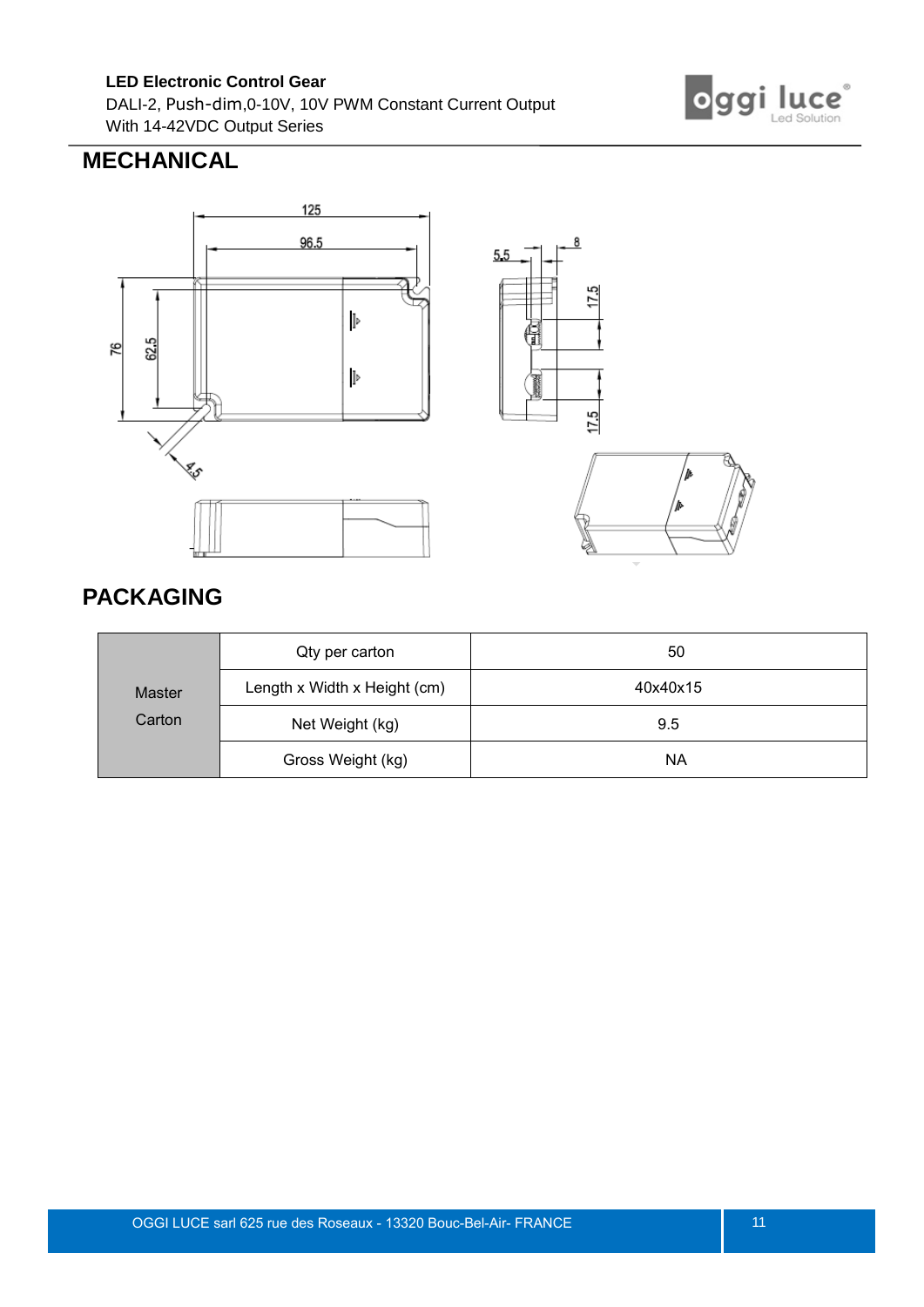## MECHANICAL

125
96.5
76
62.5
4.5
5.5
8
17.5
17.5

## PACKAGING

| | | |
|---|---|---|
| Master Carton | Qty per carton | 50 |
| | Length x Width x Height (cm) | 40x40x15 |
| | Net Weight (kg) | 9.5 |
| | Gross Weight (kg) | NA |

OGGI LUCE sarl 625 rue des Roseaux - 13320 Bouc-Bel-Air- FRANCE